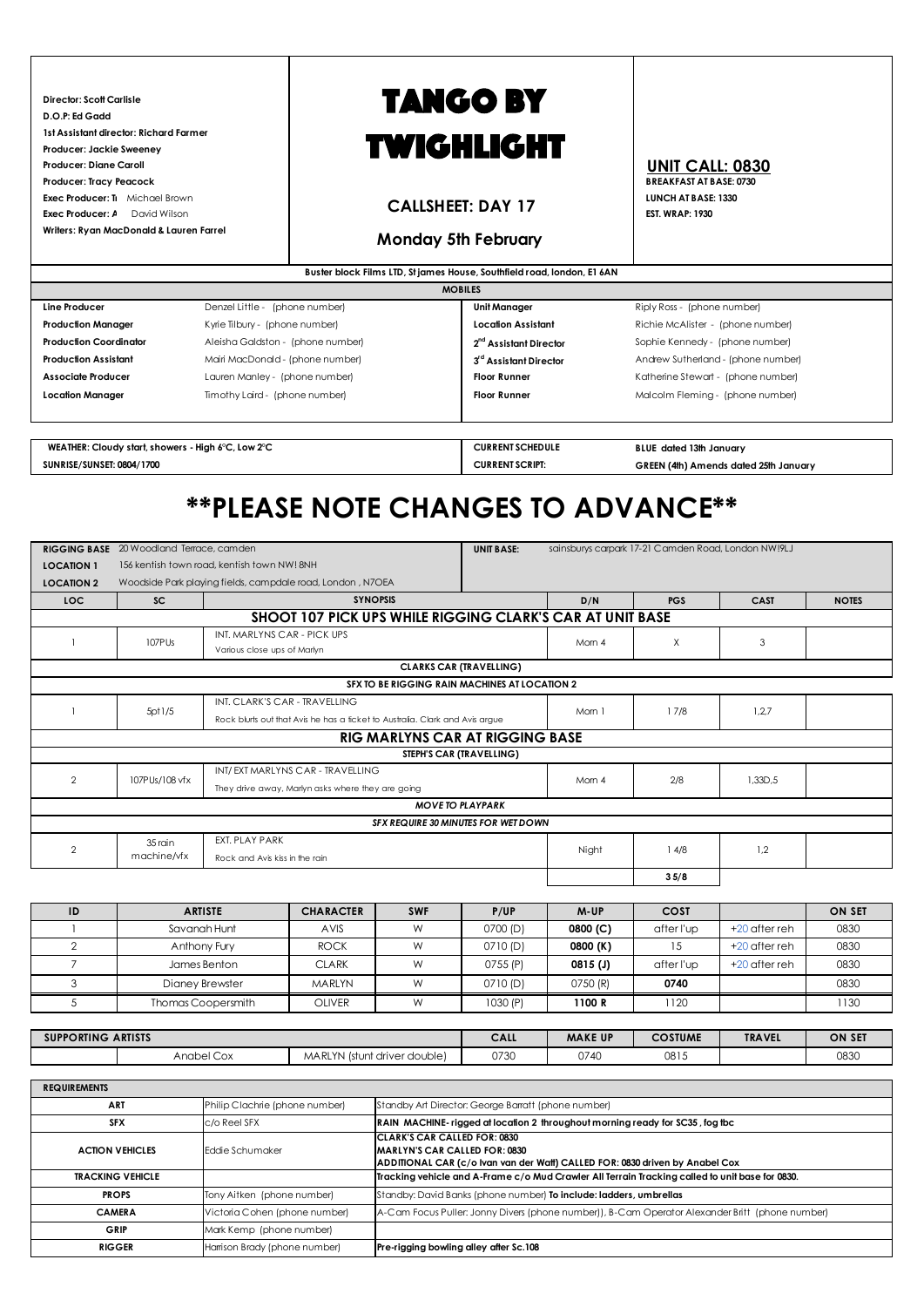**Director: Scott Carlisle**
**D.O.P: Ed Gadd**
**1st Assistant director: Richard Farmer**
**Producer: Jackie Sweeney**
**Producer: Diane Caroll**
**Producer: Tracy Peacock**
**Exec Producer:** Michael Brown
**Exec Producer:** David Wilson
**Writers: Ryan MacDonald & Lauren Farrel**

# TANGO BY TWIGHLIGHT

## CALLSHEET: DAY 17

### Monday 5th February

**UNIT CALL: 0830**
**BREAKFAST AT BASE: 0730**
**LUNCH AT BASE: 1330**
**EST. WRAP: 1930**

**Buster block Films LTD, St james House, Southfield road, london, E1 6AN**

**MOBILES**

| | | | |
|---|---|---|---|
| **Line Producer** | Denzel Little - (phone number) | **Unit Manager** | Riply Ross - (phone number) |
| **Production Manager** | Kyrie Tilbury - (phone number) | **Location Assistant** | Richie McAlister - (phone number) |
| **Production Coordinator** | Aleisha Galdston - (phone number) | **2nd Assistant Director** | Sophie Kennedy - (phone number) |
| **Production Assistant** | Mairi MacDonald - (phone number) | **3rd Assistant Director** | Andrew Sutherland - (phone number) |
| **Associate Producer** | Lauren Manley - (phone number) | **Floor Runner** | Katherine Stewart - (phone number) |
| **Location Manager** | Timothy Laird - (phone number) | **Floor Runner** | Malcolm Fleming - (phone number) |

| | | | |
|---|---|---|---|
| **WEATHER: Cloudy start, showers - High 6°C, Low 2°C** | | **CURRENT SCHEDULE** | **BLUE dated 13th January** |
| **SUNRISE/SUNSET: 0804/1700** | | **CURRENT SCRIPT:** | **GREEN (4th) Amends dated 25th January** |

# **PLEASE NOTE CHANGES TO ADVANCE**

| | | | | | | | |
|---|---|---|---|---|---|---|---|
| **RIGGING BASE** | 20 Woodland Terrace, camden | | **UNIT BASE:** | sainsburys carpark 17-21 Camden Road, London NW!9LJ | | | |
| **LOCATION 1** | 156 kentish town road, kentish town NW! 8NH | | | | | | |
| **LOCATION 2** | Woodside Park playing fields, campdale road, London , N7OEA | | | | | | |
| **LOC** | **SC** | **SYNOPSIS** | | **D/N** | **PGS** | **CAST** | **NOTES** |
| **SHOOT 107 PICK UPS WHILE RIGGING CLARK'S CAR AT UNIT BASE** | | | | | | | |
| 1 | 107PUs | INT. MARLYNS CAR - PICK UPS<br>Various close ups of Marlyn | | Morn 4 | X | 3 | |
| **CLARKS CAR (TRAVELLING)** | | | | | | | |
| **SFX TO BE RIGGING RAIN MACHINES AT LOCATION 2** | | | | | | | |
| 1 | 5pt1/5 | INT. CLARK'S CAR - TRAVELLING<br>Rock blurts out that Avis he has a ticket to Australia. Clark and Avis argue | | Morn 1 | 1 7/8 | 1,2,7 | |
| **RIG MARLYNS CAR AT RIGGING BASE** | | | | | | | |
| **STEPH'S CAR (TRAVELLING)** | | | | | | | |
| 2 | 107PUs/108 vfx | INT/ EXT MARLYNS CAR - TRAVELLING<br>They drive away, Marlyn asks where they are going | | Morn 4 | 2/8 | 1,33D,5 | |
| ***MOVE TO PLAYPARK*** | | | | | | | |
| ***SFX REQUIRE 30 MINUTES FOR WET DOWN*** | | | | | | | |
| 2 | 35 rain machine/vfx | EXT. PLAY PARK<br>Rock and Avis kiss in the rain | | Night | 1 4/8 | 1,2 | |
| | | | | | **3 5/8** | | |

| ID | ARTISTE | CHARACTER | SWF | P/UP | M-UP | COST | | ON SET |
|---|---|---|---|---|---|---|---|---|
| 1 | Savanah Hunt | AVIS | W | 0700 (D) | **0800 (C)** | after l'up | +20 after reh | 0830 |
| 2 | Anthony Fury | ROCK | W | 0710 (D) | **0800 (K)** | 15 | +20 after reh | 0830 |
| 7 | James Benton | CLARK | W | 0755 (P) | **0815 (J)** | after l'up | +20 after reh | 0830 |
| 3 | Dianey Brewster | MARLYN | W | 0710 (D) | 0750 (R) | **0740** | | 0830 |
| 5 | Thomas Coopersmith | OLIVER | W | 1030 (P) | **1100 R** | 1120 | | 1130 |

| SUPPORTING ARTISTS | | | CALL | MAKE UP | COSTUME | TRAVEL | ON SET |
|---|---|---|---|---|---|---|---|
| | Anabel Cox | MARLYN (stunt driver double) | 0730 | 0740 | 0815 | | 0830 |

| **REQUIREMENTS** | | |
|---|---|---|
| **ART** | Philip Clachrie (phone number) | Standby Art Director: George Barratt (phone number) |
| **SFX** | c/o Reel SFX | **RAIN MACHINE- rigged at location 2 throughout morning ready for SC35 , fog tbc** |
| **ACTION VEHICLES** | Eddie Schumaker | **CLARK'S CAR CALLED FOR: 0830<br>MARLYN'S CAR CALLED FOR: 0830<br>ADDITIONAL CAR (c/o Ivan van der Watt) CALLED FOR: 0830 driven by Anabel Cox** |
| **TRACKING VEHICLE** | | **Tracking vehicle and A-Frame c/o Mud Crawler All Terrain Tracking called to unit base for 0830.** |
| **PROPS** | Tony Aitken (phone number) | Standby: David Banks (phone number) **To include: ladders, umbrellas** |
| **CAMERA** | Victoria Cohen (phone number) | A-Cam Focus Puller: Jonny Divers (phone number)), B-Cam Operator Alexander Britt (phone number) |
| **GRIP** | Mark Kemp (phone number) | |
| **RIGGER** | Harrison Brady (phone number) | **Pre-rigging bowling alley after Sc.108** |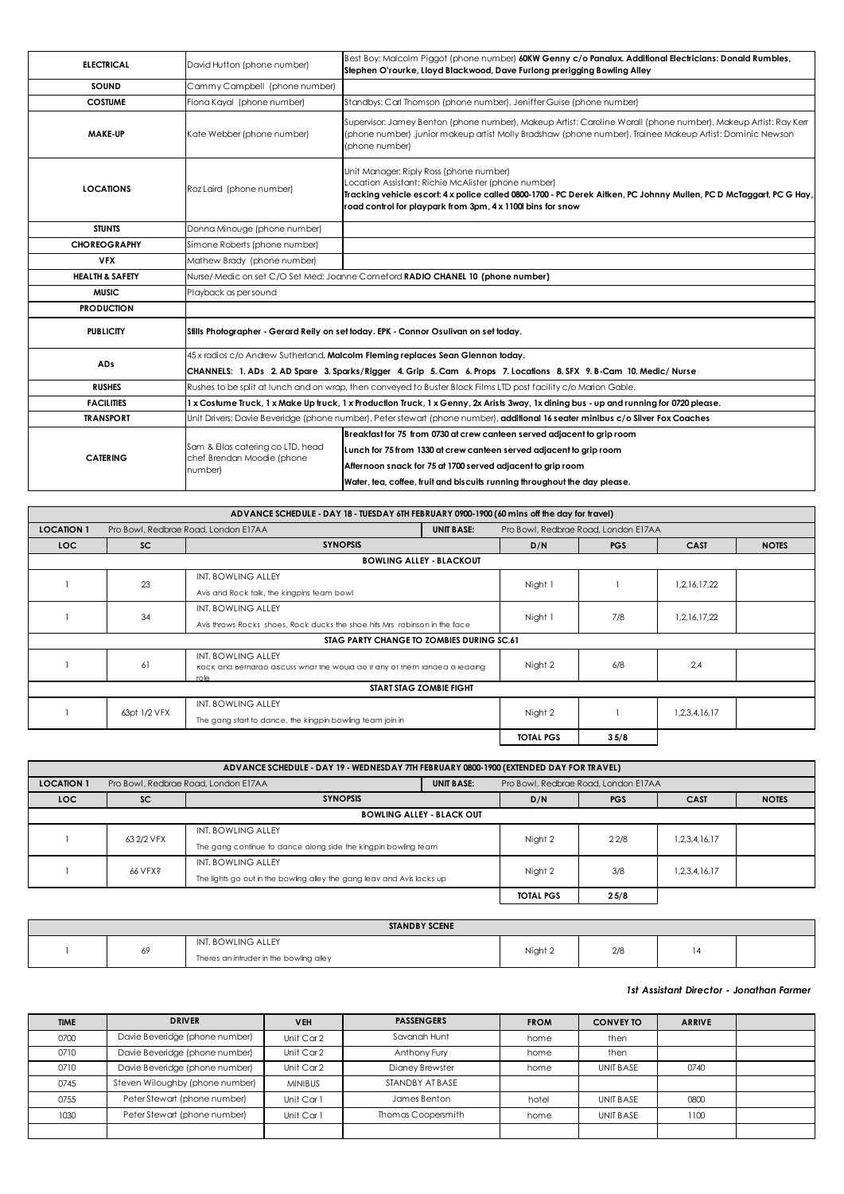| | | |
|---|---|---|
| **ELECTRICAL** | David Hutton (phone number) | Best Boy: Malcolm Piggot (phone number) **60KW Genny c/o Panalux. Additional Electricians: Donald Rumbles, Stephen O'rourke, Lloyd Blackwood, Dave Furlong prerigging Bowling Alley** |
| **SOUND** | Cammy Campbell (phone number) | |
| **COSTUME** | Fiona Kayal (phone number) | Standbys: Carl Thomson (phone number), Jeniffer Guise (phone number) |
| **MAKE-UP** | Kate Webber (phone number) | Supervisor: Jamey Benton (phone number), Makeup Artist: Caroline Worall (phone number), Makeup Artist: Ray Kerr (phone number) ,junior makeup artist Molly Bradshaw (phone number), Trainee Makeup Artist: Dominic Newson (phone number) |
| **LOCATIONS** | Roz Laird (phone number) | Unit Manager: Riply Ross (phone number) Location Assistant: Richie McAlister (phone number) **Tracking vehicle escort: 4 x police called 0800-1700 - PC Derek Aitken, PC Johnny Mullen, PC D McTaggart, PC G Hay, road control for playpark from 3pm, 4 x 1100l bins for snow** |
| **STUNTS** | Donna Minouge (phone number) | |
| **CHOREOGRAPHY** | Simone Roberts (phone number) | |
| **VFX** | Mathew Brady (phone number) | |
| **HEALTH & SAFETY** | Nurse/ Medic on set C/O Set Med: Joanne Comeford **RADIO CHANEL 10 (phone number)** | |
| **MUSIC** | Playback as per sound | |
| **PRODUCTION** | | |
| **PUBLICITY** | **Stills Photographer - Gerard Reily on set today. EPK - Connor Osulivan on set today.** | |
| **ADs** | 45 x radios c/o Andrew Sutherland. **Malcolm Fleming replaces Sean Glennon today.** **CHANNELS: 1. ADs 2. AD Spare 3. Sparks/Rigger 4. Grip 5. Cam 6. Props 7. Locations 8. SFX 9. B-Cam 10. Medic/ Nurse** | |
| **RUSHES** | Rushes to be split at lunch and on wrap, then conveyed to Buster Block Films LTD post facility c/o Marion Gable. | |
| **FACILITIES** | **1 x Costume Truck, 1 x Make Up truck, 1 x Production Truck, 1 x Genny, 2x Arists 3way, 1x dining bus - up and running for 0720 please.** | |
| **TRANSPORT** | Unit Drivers: Davie Beveridge (phone number), Peter stewart (phone number), **additional 16 seater minibus c/o Silver Fox Coaches** | |
| **CATERING** | Sam & Ellas catering co LTD, head chef Brendan Moodie (phone number) | **Breakfast for 75 from 0730 at crew canteen served adjacent to grip room** **Lunch for 75 from 1330 at crew canteen served adjacent to grip room** **Afternoon snack for 75 at 1700 served adjacent to grip room** **Water, tea, coffee, fruit and biscuits running throughout the day please.** |

**ADVANCE SCHEDULE - DAY 18 - TUESDAY 6TH FEBRUARY 0900-1900 (60 mins off the day for travel)**

| LOCATION 1 | Pro Bowl, Redbrae Road, London E17AA | | UNIT BASE: | Pro Bowl, Redbrae Road, London E17AA | | |
|---|---|---|---|---|---|---|
| **LOC** | **SC** | **SYNOPSIS** | **D/N** | **PGS** | **CAST** | **NOTES** |
| | | **BOWLING ALLEY - BLACKOUT** | | | | |
| 1 | 23 | INT. BOWLING ALLEY<br>Avis and Rock talk, the kingpins team bowl | Night 1 | 1 | 1,2,16,17,22 | |
| 1 | 34 | INT. BOWLING ALLEY<br>Avis throws Rocks shoes, Rock ducks the shoe hits Mrs robinson in the face | Night 1 | 7/8 | 1,2,16,17,22 | |
| | | **STAG PARTY CHANGE TO ZOMBIES DURING SC.61** | | | | |
| 1 | 61 | INT. BOWLING ALLEY<br>Rock and Bernardo discuss what the would do if any of them landed a leading role | Night 2 | 6/8 | 2,4 | |
| | | **START STAG ZOMBIE FIGHT** | | | | |
| 1 | 63pt 1/2 VFX | INT. BOWLING ALLEY<br>The gang start to dance, the kingpin bowling team join in | Night 2 | 1 | 1,2,3,4,16,17 | |
| | | | **TOTAL PGS** | **3 5/8** | | |

**ADVANCE SCHEDULE - DAY 19 - WEDNESDAY 7TH FEBRUARY 0800-1900 (EXTENDED DAY FOR TRAVEL)**

| LOCATION 1 | Pro Bowl, Redbrae Road, London E17AA | | UNIT BASE: | Pro Bowl, Redbrae Road, London E17AA | | |
|---|---|---|---|---|---|---|
| **LOC** | **SC** | **SYNOPSIS** | **D/N** | **PGS** | **CAST** | **NOTES** |
| | | **BOWLING ALLEY - BLACK OUT** | | | | |
| 1 | 63 2/2 VFX | INT. BOWLING ALLEY<br>The gang continue to dance along side the kingpin bowling team | Night 2 | 2 2/8 | 1,2,3,4,16,17 | |
| 1 | 66 VFX? | INT. BOWLING ALLEY<br>The lights go out in the bowling alley the gang leav and Avis locks up | Night 2 | 3/8 | 1,2,3,4,16,17 | |
| | | | **TOTAL PGS** | **2 5/8** | | |

**STANDBY SCENE**

| | | | | | | |
|---|---|---|---|---|---|---|
| 1 | 69 | INT. BOWLING ALLEY<br>Theres an intruder in the bowling alley | Night 2 | 2/8 | 14 | |

***1st Assistant Director - Jonathan Farmer***

| TIME | DRIVER | VEH | PASSENGERS | FROM | CONVEY TO | ARRIVE | |
|---|---|---|---|---|---|---|---|
| 0700 | Davie Beveridge (phone number) | Unit Car 2 | Savanah Hunt | home | then | | |
| 0710 | Davie Beveridge (phone number) | Unit Car 2 | Anthony Fury | home | then | | |
| 0710 | Davie Beveridge (phone number) | Unit Car 2 | Dianey Brewster | home | UNIT BASE | 0740 | |
| 0745 | Steven Wiloughby (phone number) | MINIBUS | STANDBY AT BASE | | | | |
| 0755 | Peter Stewart (phone number) | Unit Car 1 | James Benton | hotel | UNIT BASE | 0800 | |
| 1030 | Peter Stewart (phone number) | Unit Car 1 | Thomas Coopersmith | home | UNIT BASE | 1100 | |